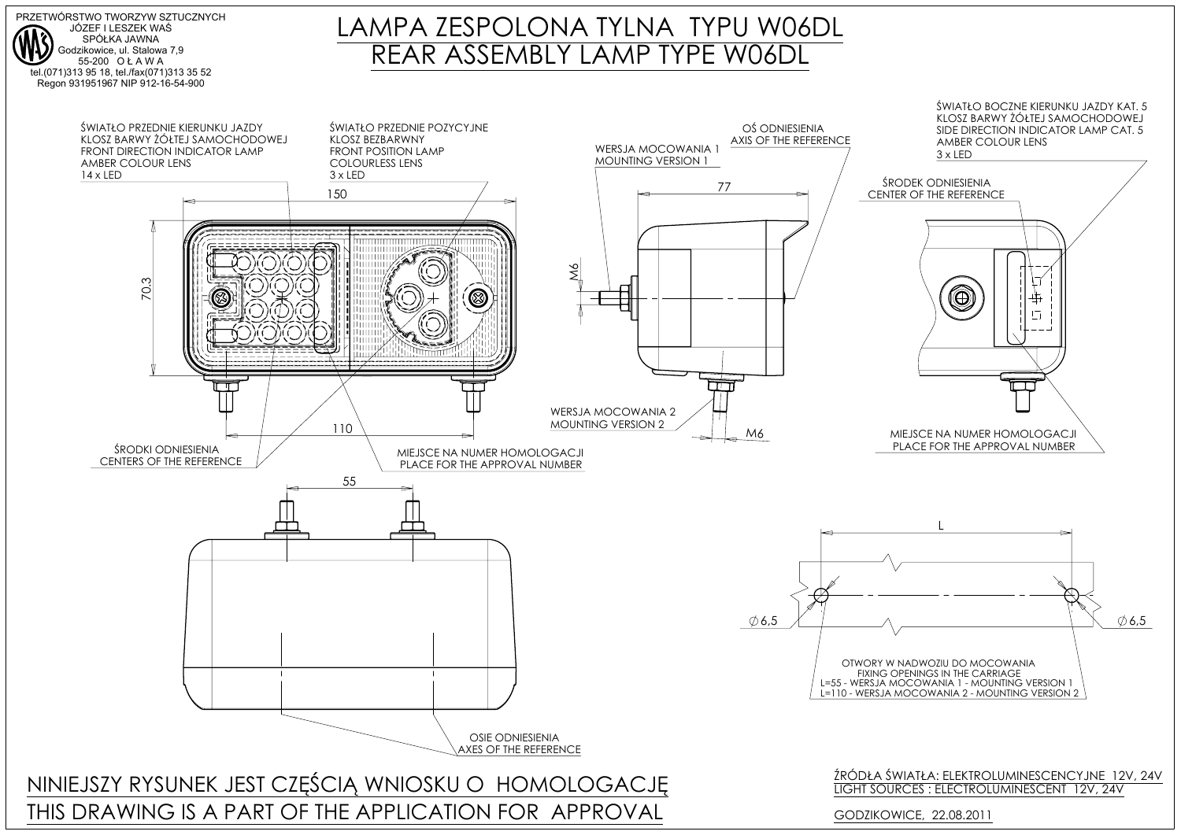PRZETWÓRSTWO TWORZYW SZTUCZNYCH
JÓZEF I LESZEK WAŚ
SPÓŁKA JAWNA
Godzikowice, ul. Stalowa 7,9
55-200 OŁAWA
tel.(071)313 95 18, tel./fax(071)313 35 52
Regon 931951967 NIP 912-16-54-900

# LAMPA ZESPOLONA TYLNA TYPU W06DL
# REAR ASSEMBLY LAMP TYPE W06DL

ŚWIATŁO PRZEDNIE KIERUNKU JAZDY
KLOSZ BARWY ŻÓŁTEJ SAMOCHODOWEJ
FRONT DIRECTION INDICATOR LAMP
AMBER COLOUR LENS
14 x LED

ŚWIATŁO PRZEDNIE POZYCYJNE
KLOSZ BEZBARWNY
FRONT POSITION LAMP
COLOURLESS LENS
3 x LED

OŚ ODNIESIENIA
AXIS OF THE REFERENCE

WERSJA MOCOWANIA 1
MOUNTING VERSION 1

ŚWIATŁO BOCZNE KIERUNKU JAZDY KAT. 5
KLOSZ BARWY ŻÓŁTEJ SAMOCHODOWEJ
SIDE DIRECTION INDICATOR LAMP CAT. 5
AMBER COLOUR LENS
3 x LED

ŚRODEK ODNIESIENIA
CENTER OF THE REFERENCE

150

70.3

110

77

M6

M6

WERSJA MOCOWANIA 2
MOUNTING VERSION 2

ŚRODKI ODNIESIENIA
CENTERS OF THE REFERENCE

MIEJSCE NA NUMER HOMOLOGACJI
PLACE FOR THE APPROVAL NUMBER

MIEJSCE NA NUMER HOMOLOGACJI
PLACE FOR THE APPROVAL NUMBER

55

L

∅6,5

∅6,5

OTWORY W NADWOZIU DO MOCOWANIA
FIXING OPENINGS IN THE CARRIAGE
L=55 - WERSJA MOCOWANIA 1 - MOUNTING VERSION 1
L=110 - WERSJA MOCOWANIA 2 - MOUNTING VERSION 2

OSIE ODNIESIENIA
AXES OF THE REFERENCE

NINIEJSZY RYSUNEK JEST CZĘŚCIĄ WNIOSKU O HOMOLOGACJĘ
THIS DRAWING IS A PART OF THE APPLICATION FOR APPROVAL

ŹRÓDŁA ŚWIATŁA: ELEKTROLUMINESCENCYJNE 12V, 24V
LIGHT SOURCES : ELECTROLUMINESCENT 12V, 24V

GODZIKOWICE, 22.08.2011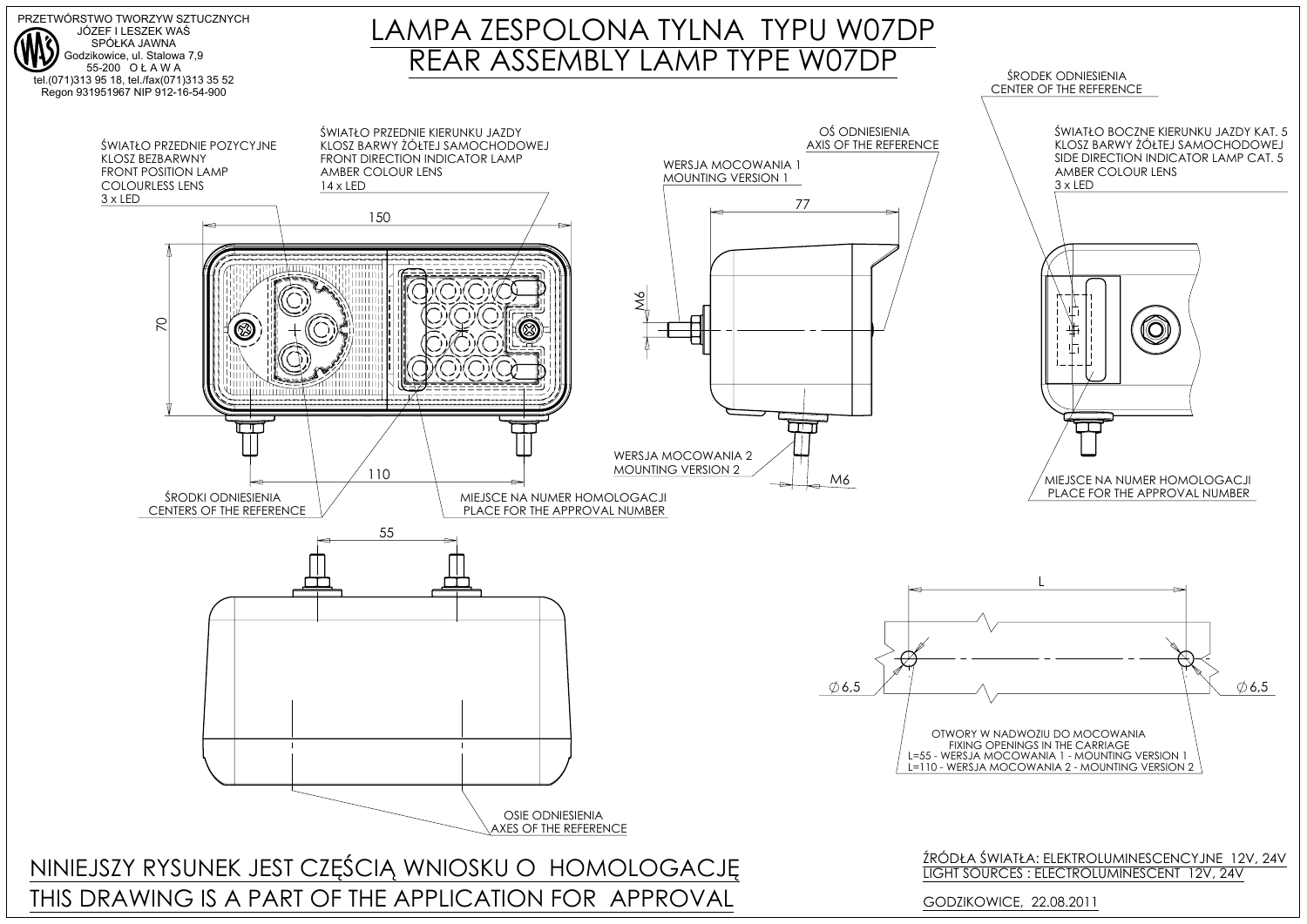PRZETWÓRSTWO TWORZYW SZTUCZNYCH
JÓZEF I LESZEK WAŚ
SPÓŁKA JAWNA
Godzikowice, ul. Stalowa 7,9
55-200 O Ł A W A
tel.(071)313 95 18, tel./fax(071)313 35 52
Regon 931951967 NIP 912-16-54-900

# LAMPA ZESPOLONA TYLNA TYPU W07DP
# REAR ASSEMBLY LAMP TYPE W07DP

ŚWIATŁO PRZEDNIE POZYCYJNE
KLOSZ BEZBARWNY
FRONT POSITION LAMP
COLOURLESS LENS
3 x LED

ŚWIATŁO PRZEDNIE KIERUNKU JAZDY
KLOSZ BARWY ŻÓŁTEJ SAMOCHODOWEJ
FRONT DIRECTION INDICATOR LAMP
AMBER COLOUR LENS
14 x LED

150

70

110

ŚRODKI ODNIESIENIA
CENTERS OF THE REFERENCE

MIEJSCE NA NUMER HOMOLOGACJI
PLACE FOR THE APPROVAL NUMBER

OŚ ODNIESIENIA
AXIS OF THE REFERENCE

WERSJA MOCOWANIA 1
MOUNTING VERSION 1

77

M6

WERSJA MOCOWANIA 2
MOUNTING VERSION 2

M6

ŚRODEK ODNIESIENIA
CENTER OF THE REFERENCE

ŚWIATŁO BOCZNE KIERUNKU JAZDY KAT. 5
KLOSZ BARWY ŻÓŁTEJ SAMOCHODOWEJ
SIDE DIRECTION INDICATOR LAMP CAT. 5
AMBER COLOUR LENS
3 x LED

MIEJSCE NA NUMER HOMOLOGACJI
PLACE FOR THE APPROVAL NUMBER

55

OSIE ODNIESIENIA
AXES OF THE REFERENCE

L

$\varnothing$6,5

$\varnothing$6,5

OTWORY W NADWOZIU DO MOCOWANIA
FIXING OPENINGS IN THE CARRIAGE
L=55 - WERSJA MOCOWANIA 1 - MOUNTING VERSION 1
L=110 - WERSJA MOCOWANIA 2 - MOUNTING VERSION 2

NINIEJSZY RYSUNEK JEST CZĘŚCIĄ WNIOSKU O HOMOLOGACJĘ
THIS DRAWING IS A PART OF THE APPLICATION FOR APPROVAL

ŹRÓDŁA ŚWIATŁA: ELEKTROLUMINESCENCYJNE 12V, 24V
LIGHT SOURCES : ELECTROLUMINESCENT 12V, 24V

GODZIKOWICE, 22.08.2011